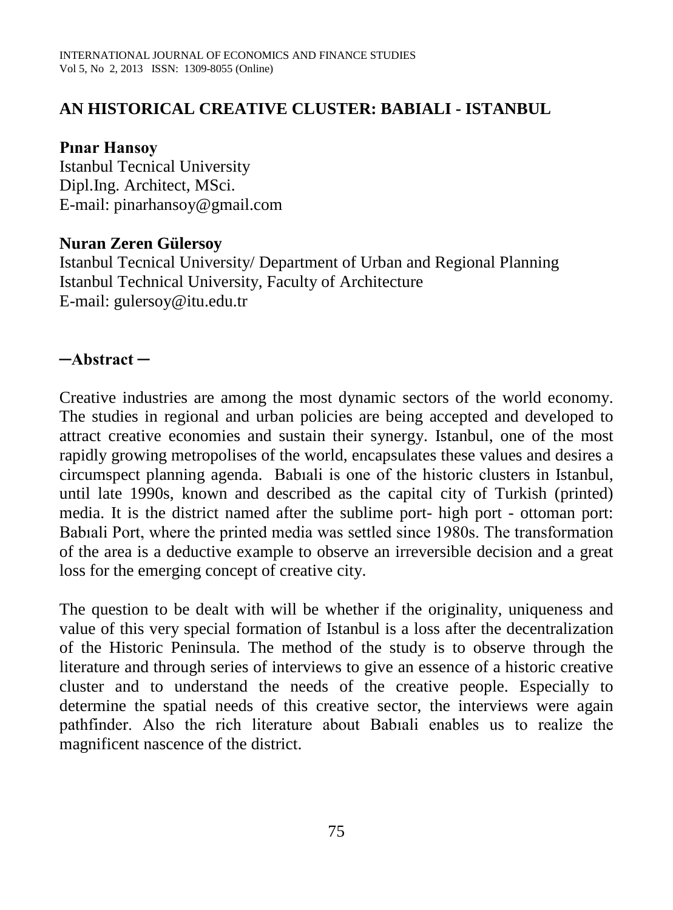# AN HISTORICAL CREATIVE CLUSTER: BABIALI - ISTANBUL

**Pınar Hansoy**
Istanbul Tecnical University
Dipl.Ing. Architect, MSci.
E-mail: pinarhansoy@gmail.com

**Nuran Zeren Gülersoy**
Istanbul Tecnical University/ Department of Urban and Regional Planning
Istanbul Technical University, Faculty of Architecture
E-mail: gulersoy@itu.edu.tr

## ─Abstract ─

Creative industries are among the most dynamic sectors of the world economy. The studies in regional and urban policies are being accepted and developed to attract creative economies and sustain their synergy. Istanbul, one of the most rapidly growing metropolises of the world, encapsulates these values and desires a circumspect planning agenda. Babıali is one of the historic clusters in Istanbul, until late 1990s, known and described as the capital city of Turkish (printed) media. It is the district named after the sublime port- high port - ottoman port: Babıali Port, where the printed media was settled since 1980s. The transformation of the area is a deductive example to observe an irreversible decision and a great loss for the emerging concept of creative city.

The question to be dealt with will be whether if the originality, uniqueness and value of this very special formation of Istanbul is a loss after the decentralization of the Historic Peninsula. The method of the study is to observe through the literature and through series of interviews to give an essence of a historic creative cluster and to understand the needs of the creative people. Especially to determine the spatial needs of this creative sector, the interviews were again pathfinder. Also the rich literature about Babıali enables us to realize the magnificent nascence of the district.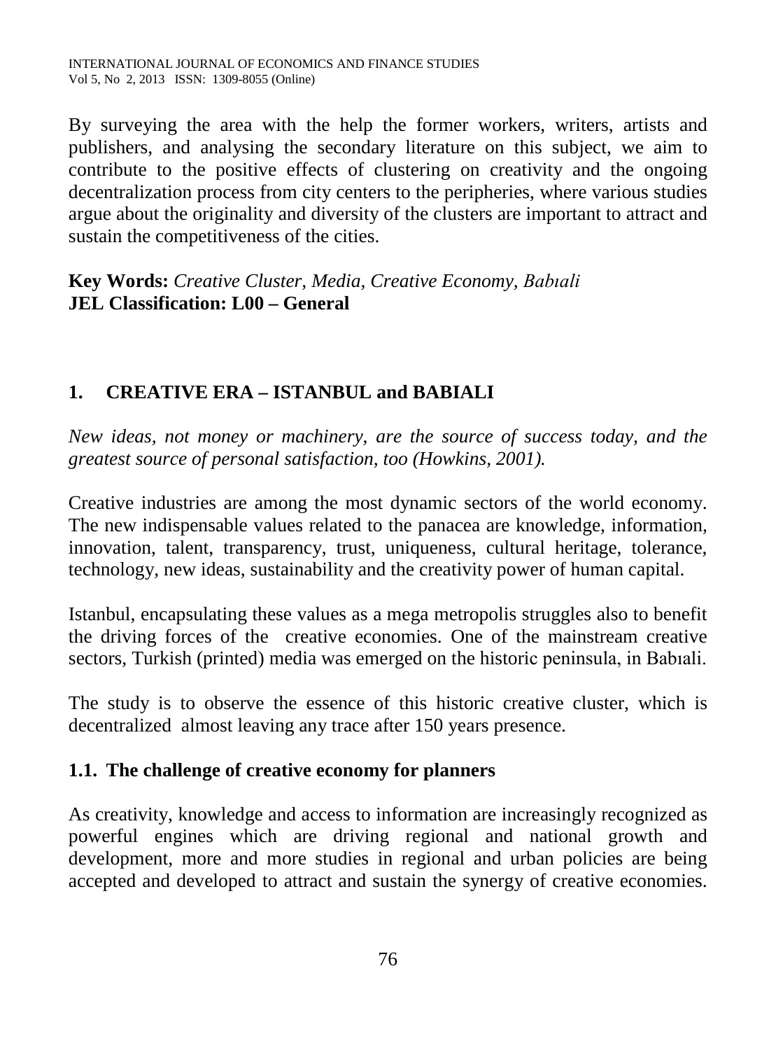By surveying the area with the help the former workers, writers, artists and publishers, and analysing the secondary literature on this subject, we aim to contribute to the positive effects of clustering on creativity and the ongoing decentralization process from city centers to the peripheries, where various studies argue about the originality and diversity of the clusters are important to attract and sustain the competitiveness of the cities.

**Key Words:** *Creative Cluster, Media, Creative Economy, Babıali*
**JEL Classification: L00 – General**

## 1. CREATIVE ERA – ISTANBUL and BABIALI

*New ideas, not money or machinery, are the source of success today, and the greatest source of personal satisfaction, too (Howkins, 2001).*

Creative industries are among the most dynamic sectors of the world economy. The new indispensable values related to the panacea are knowledge, information, innovation, talent, transparency, trust, uniqueness, cultural heritage, tolerance, technology, new ideas, sustainability and the creativity power of human capital.

Istanbul, encapsulating these values as a mega metropolis struggles also to benefit the driving forces of the creative economies. One of the mainstream creative sectors, Turkish (printed) media was emerged on the historic peninsula, in Babıali.

The study is to observe the essence of this historic creative cluster, which is decentralized almost leaving any trace after 150 years presence.

### 1.1. The challenge of creative economy for planners

As creativity, knowledge and access to information are increasingly recognized as powerful engines which are driving regional and national growth and development, more and more studies in regional and urban policies are being accepted and developed to attract and sustain the synergy of creative economies.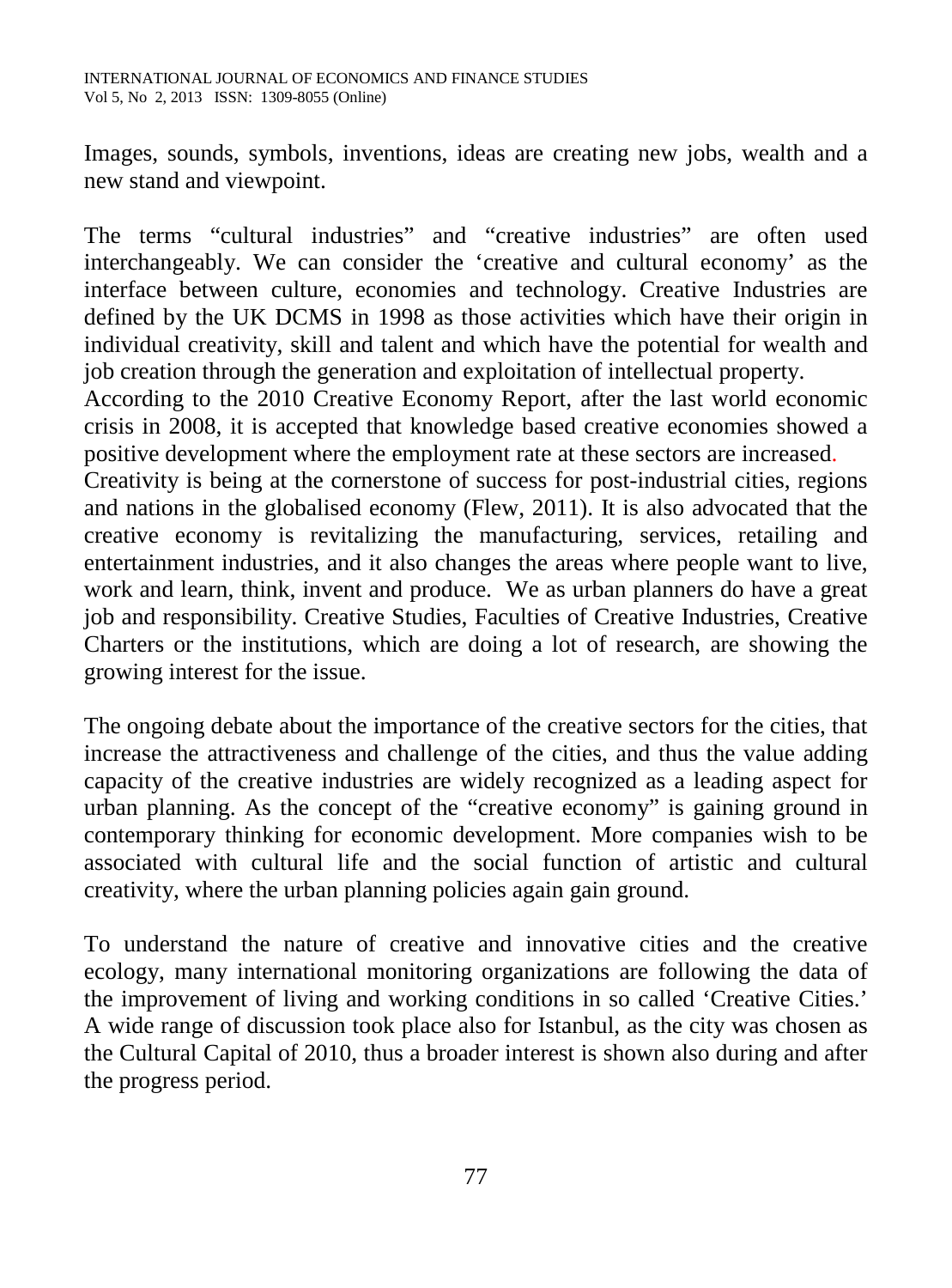Images, sounds, symbols, inventions, ideas are creating new jobs, wealth and a new stand and viewpoint.

The terms "cultural industries" and "creative industries" are often used interchangeably. We can consider the 'creative and cultural economy' as the interface between culture, economies and technology. Creative Industries are defined by the UK DCMS in 1998 as those activities which have their origin in individual creativity, skill and talent and which have the potential for wealth and job creation through the generation and exploitation of intellectual property.
According to the 2010 Creative Economy Report, after the last world economic crisis in 2008, it is accepted that knowledge based creative economies showed a positive development where the employment rate at these sectors are increased.
Creativity is being at the cornerstone of success for post-industrial cities, regions and nations in the globalised economy (Flew, 2011). It is also advocated that the creative economy is revitalizing the manufacturing, services, retailing and entertainment industries, and it also changes the areas where people want to live, work and learn, think, invent and produce. We as urban planners do have a great job and responsibility. Creative Studies, Faculties of Creative Industries, Creative Charters or the institutions, which are doing a lot of research, are showing the growing interest for the issue.

The ongoing debate about the importance of the creative sectors for the cities, that increase the attractiveness and challenge of the cities, and thus the value adding capacity of the creative industries are widely recognized as a leading aspect for urban planning. As the concept of the "creative economy" is gaining ground in contemporary thinking for economic development. More companies wish to be associated with cultural life and the social function of artistic and cultural creativity, where the urban planning policies again gain ground.

To understand the nature of creative and innovative cities and the creative ecology, many international monitoring organizations are following the data of the improvement of living and working conditions in so called 'Creative Cities.' A wide range of discussion took place also for Istanbul, as the city was chosen as the Cultural Capital of 2010, thus a broader interest is shown also during and after the progress period.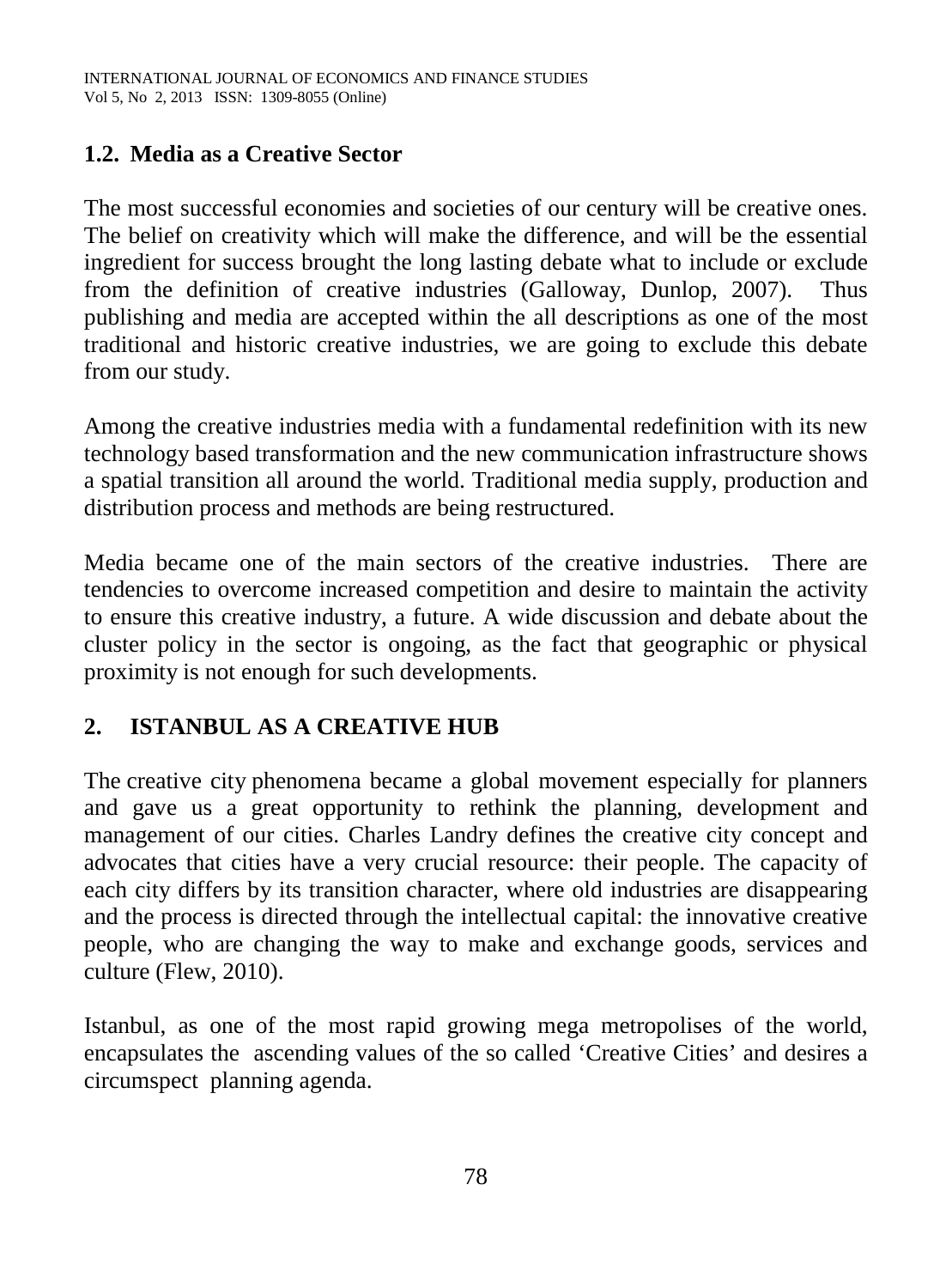### 1.2. Media as a Creative Sector

The most successful economies and societies of our century will be creative ones. The belief on creativity which will make the difference, and will be the essential ingredient for success brought the long lasting debate what to include or exclude from the definition of creative industries (Galloway, Dunlop, 2007). Thus publishing and media are accepted within the all descriptions as one of the most traditional and historic creative industries, we are going to exclude this debate from our study.

Among the creative industries media with a fundamental redefinition with its new technology based transformation and the new communication infrastructure shows a spatial transition all around the world. Traditional media supply, production and distribution process and methods are being restructured.

Media became one of the main sectors of the creative industries. There are tendencies to overcome increased competition and desire to maintain the activity to ensure this creative industry, a future. A wide discussion and debate about the cluster policy in the sector is ongoing, as the fact that geographic or physical proximity is not enough for such developments.

## 2. ISTANBUL AS A CREATIVE HUB

The creative city phenomena became a global movement especially for planners and gave us a great opportunity to rethink the planning, development and management of our cities. Charles Landry defines the creative city concept and advocates that cities have a very crucial resource: their people. The capacity of each city differs by its transition character, where old industries are disappearing and the process is directed through the intellectual capital: the innovative creative people, who are changing the way to make and exchange goods, services and culture (Flew, 2010).

Istanbul, as one of the most rapid growing mega metropolises of the world, encapsulates the ascending values of the so called 'Creative Cities' and desires a circumspect planning agenda.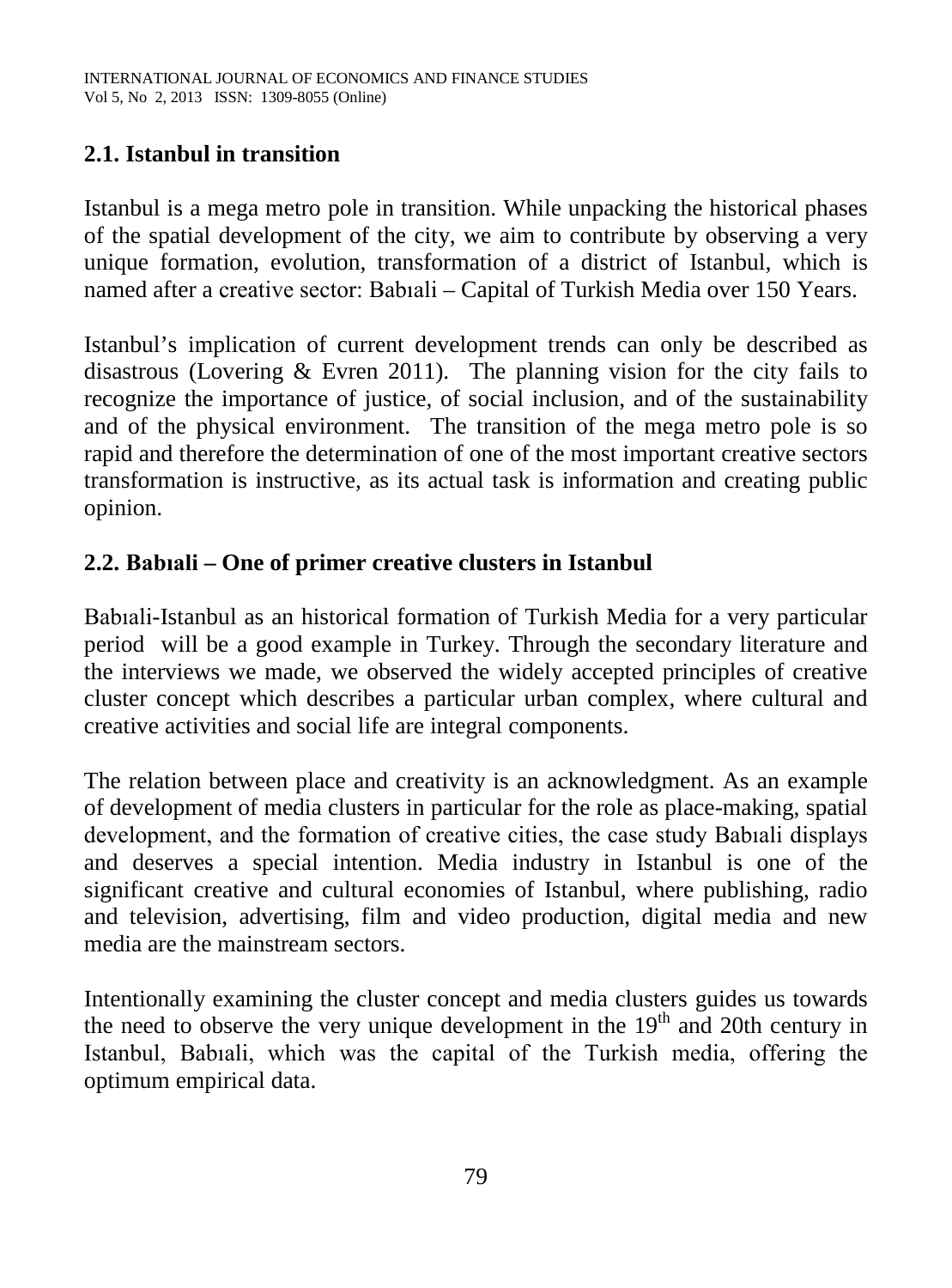## 2.1. Istanbul in transition

Istanbul is a mega metro pole in transition. While unpacking the historical phases of the spatial development of the city, we aim to contribute by observing a very unique formation, evolution, transformation of a district of Istanbul, which is named after a creative sector: Babıali – Capital of Turkish Media over 150 Years.

Istanbul's implication of current development trends can only be described as disastrous (Lovering & Evren 2011). The planning vision for the city fails to recognize the importance of justice, of social inclusion, and of the sustainability and of the physical environment. The transition of the mega metro pole is so rapid and therefore the determination of one of the most important creative sectors transformation is instructive, as its actual task is information and creating public opinion.

## 2.2. Babıali – One of primer creative clusters in Istanbul

Babıali-Istanbul as an historical formation of Turkish Media for a very particular period will be a good example in Turkey. Through the secondary literature and the interviews we made, we observed the widely accepted principles of creative cluster concept which describes a particular urban complex, where cultural and creative activities and social life are integral components.

The relation between place and creativity is an acknowledgment. As an example of development of media clusters in particular for the role as place-making, spatial development, and the formation of creative cities, the case study Babıali displays and deserves a special intention. Media industry in Istanbul is one of the significant creative and cultural economies of Istanbul, where publishing, radio and television, advertising, film and video production, digital media and new media are the mainstream sectors.

Intentionally examining the cluster concept and media clusters guides us towards the need to observe the very unique development in the 19th and 20th century in Istanbul, Babıali, which was the capital of the Turkish media, offering the optimum empirical data.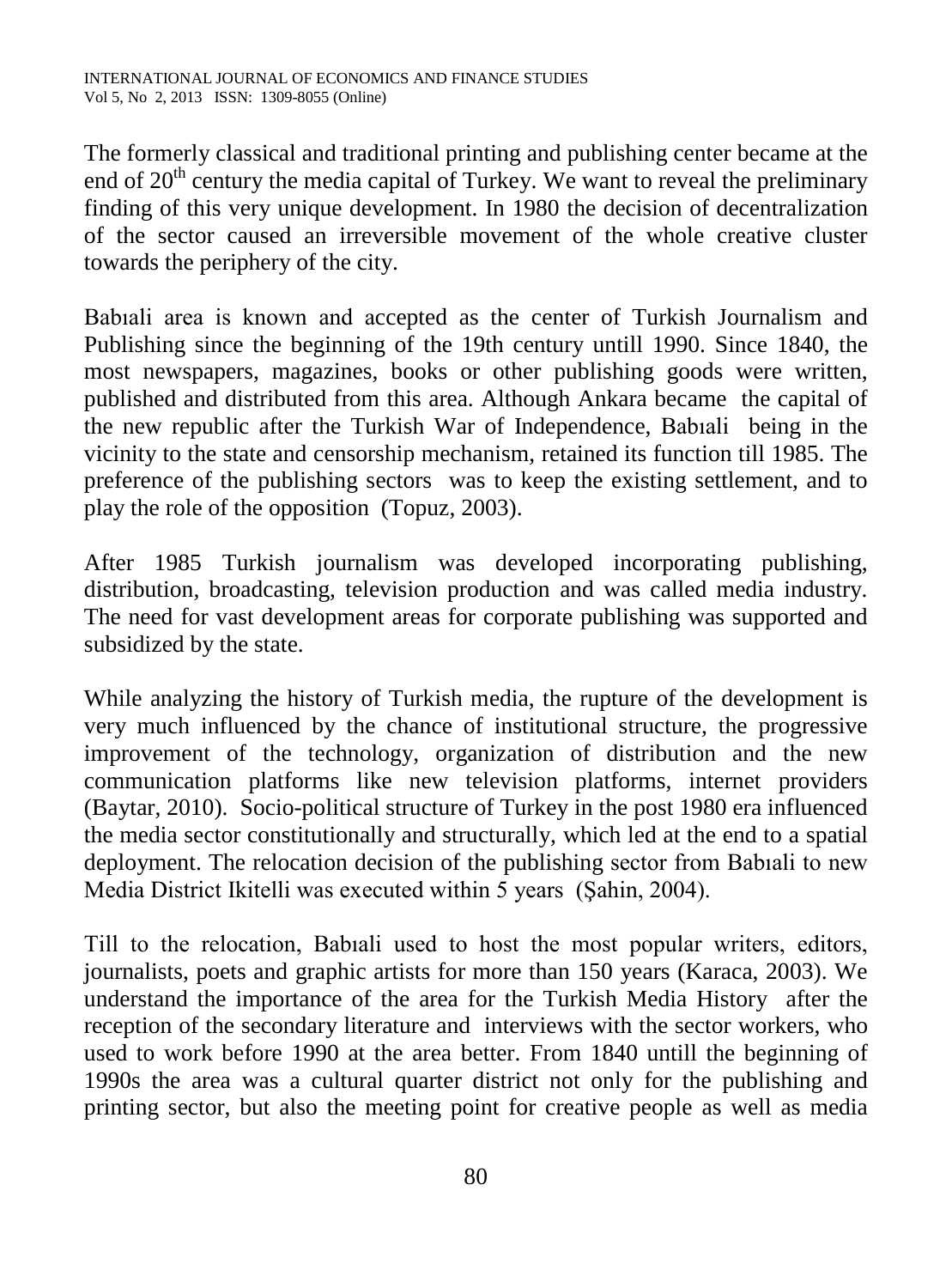The formerly classical and traditional printing and publishing center became at the end of 20$^{th}$ century the media capital of Turkey. We want to reveal the preliminary finding of this very unique development. In 1980 the decision of decentralization of the sector caused an irreversible movement of the whole creative cluster towards the periphery of the city.

Babıali area is known and accepted as the center of Turkish Journalism and Publishing since the beginning of the 19th century untill 1990. Since 1840, the most newspapers, magazines, books or other publishing goods were written, published and distributed from this area. Although Ankara became the capital of the new republic after the Turkish War of Independence, Babıali being in the vicinity to the state and censorship mechanism, retained its function till 1985. The preference of the publishing sectors was to keep the existing settlement, and to play the role of the opposition (Topuz, 2003).

After 1985 Turkish journalism was developed incorporating publishing, distribution, broadcasting, television production and was called media industry. The need for vast development areas for corporate publishing was supported and subsidized by the state.

While analyzing the history of Turkish media, the rupture of the development is very much influenced by the chance of institutional structure, the progressive improvement of the technology, organization of distribution and the new communication platforms like new television platforms, internet providers (Baytar, 2010). Socio-political structure of Turkey in the post 1980 era influenced the media sector constitutionally and structurally, which led at the end to a spatial deployment. The relocation decision of the publishing sector from Babıali to new Media District Ikitelli was executed within 5 years (Şahin, 2004).

Till to the relocation, Babıali used to host the most popular writers, editors, journalists, poets and graphic artists for more than 150 years (Karaca, 2003). We understand the importance of the area for the Turkish Media History after the reception of the secondary literature and interviews with the sector workers, who used to work before 1990 at the area better. From 1840 untill the beginning of 1990s the area was a cultural quarter district not only for the publishing and printing sector, but also the meeting point for creative people as well as media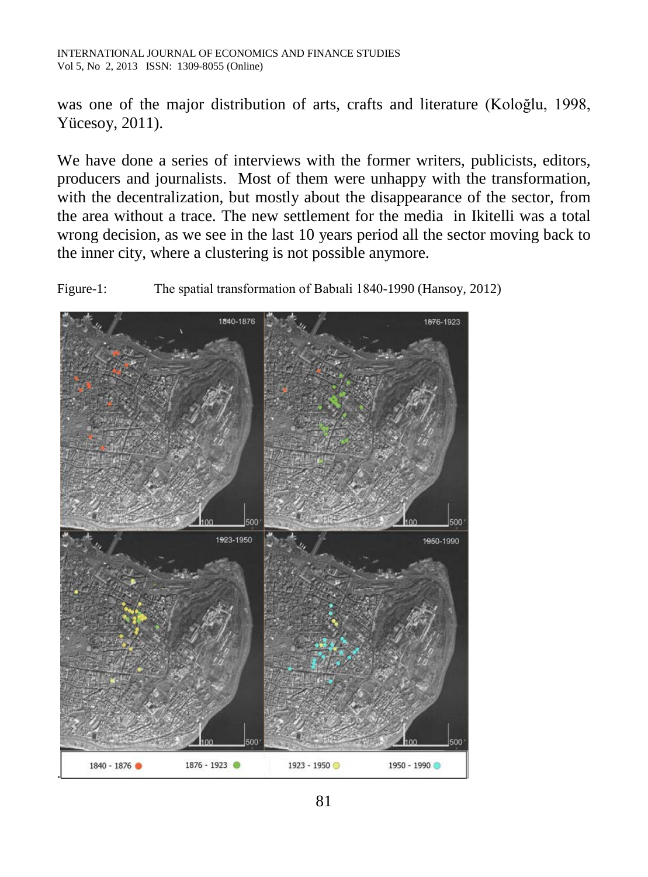was one of the major distribution of arts, crafts and literature (Koloğlu, 1998, Yücesoy, 2011).

We have done a series of interviews with the former writers, publicists, editors, producers and journalists. Most of them were unhappy with the transformation, with the decentralization, but mostly about the disappearance of the sector, from the area without a trace. The new settlement for the media in Ikitelli was a total wrong decision, as we see in the last 10 years period all the sector moving back to the inner city, where a clustering is not possible anymore.

Figure-1: The spatial transformation of Babıali 1840-1990 (Hansoy, 2012)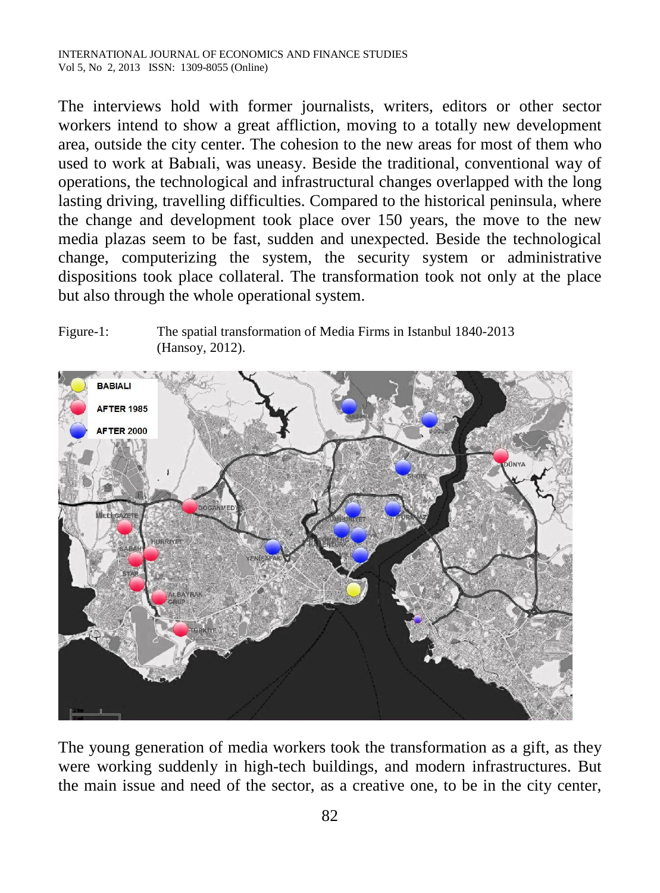The interviews hold with former journalists, writers, editors or other sector workers intend to show a great affliction, moving to a totally new development area, outside the city center. The cohesion to the new areas for most of them who used to work at Babıali, was uneasy. Beside the traditional, conventional way of operations, the technological and infrastructural changes overlapped with the long lasting driving, travelling difficulties. Compared to the historical peninsula, where the change and development took place over 150 years, the move to the new media plazas seem to be fast, sudden and unexpected. Beside the technological change, computerizing the system, the security system or administrative dispositions took place collateral. The transformation took not only at the place but also through the whole operational system.

Figure-1: The spatial transformation of Media Firms in Istanbul 1840-2013 (Hansoy, 2012).

The young generation of media workers took the transformation as a gift, as they were working suddenly in high-tech buildings, and modern infrastructures. But the main issue and need of the sector, as a creative one, to be in the city center,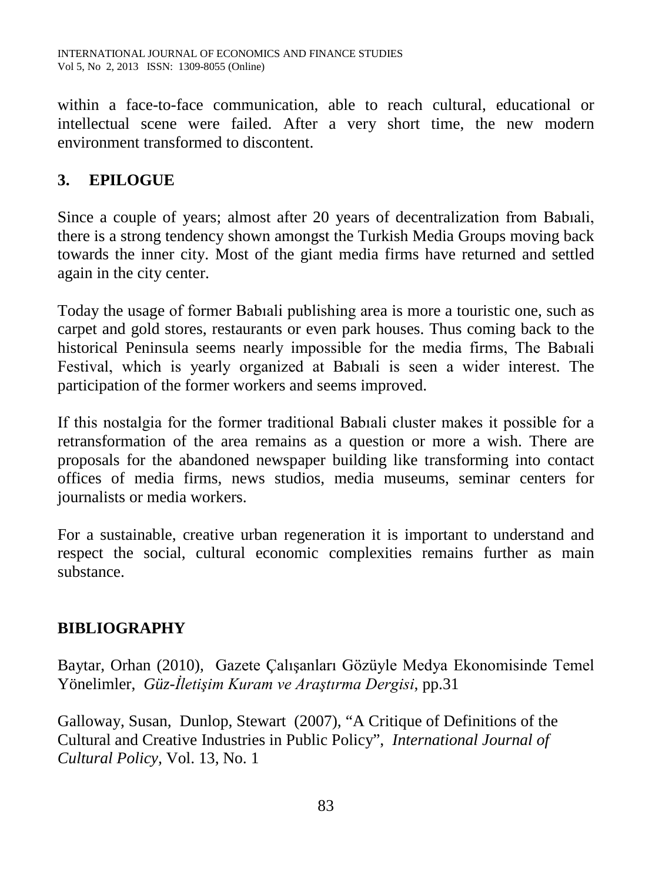within a face-to-face communication, able to reach cultural, educational or intellectual scene were failed. After a very short time, the new modern environment transformed to discontent.

## 3. EPILOGUE

Since a couple of years; almost after 20 years of decentralization from Babıali, there is a strong tendency shown amongst the Turkish Media Groups moving back towards the inner city. Most of the giant media firms have returned and settled again in the city center.

Today the usage of former Babıali publishing area is more a touristic one, such as carpet and gold stores, restaurants or even park houses. Thus coming back to the historical Peninsula seems nearly impossible for the media firms, The Babıali Festival, which is yearly organized at Babıali is seen a wider interest. The participation of the former workers and seems improved.

If this nostalgia for the former traditional Babıali cluster makes it possible for a retransformation of the area remains as a question or more a wish. There are proposals for the abandoned newspaper building like transforming into contact offices of media firms, news studios, media museums, seminar centers for journalists or media workers.

For a sustainable, creative urban regeneration it is important to understand and respect the social, cultural economic complexities remains further as main substance.

## BIBLIOGRAPHY

Baytar, Orhan (2010), Gazete Çalışanları Gözüyle Medya Ekonomisinde Temel Yönelimler, *Güz-İletişim Kuram ve Araştırma Dergisi*, pp.31

Galloway, Susan, Dunlop, Stewart (2007), "A Critique of Definitions of the Cultural and Creative Industries in Public Policy", *International Journal of Cultural Policy,* Vol. 13, No. 1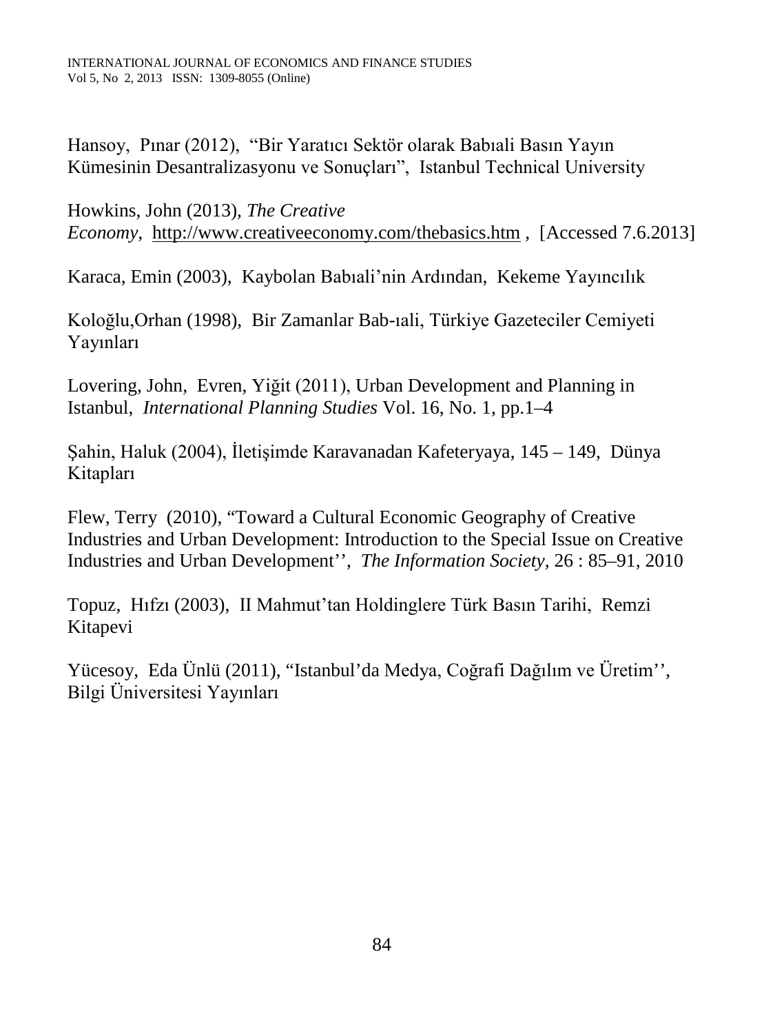Hansoy, Pınar (2012), "Bir Yaratıcı Sektör olarak Babıali Basın Yayın Kümesinin Desantralizasyonu ve Sonuçları", Istanbul Technical University

Howkins, John (2013), *The Creative Economy*, http://www.creativeeconomy.com/thebasics.htm , [Accessed 7.6.2013]

Karaca, Emin (2003), Kaybolan Babıali'nin Ardından, Kekeme Yayıncılık

Koloğlu,Orhan (1998), Bir Zamanlar Bab-ıali, Türkiye Gazeteciler Cemiyeti Yayınları

Lovering, John, Evren, Yiğit (2011), Urban Development and Planning in Istanbul, *International Planning Studies* Vol. 16, No. 1, pp.1–4

Şahin, Haluk (2004), İletişimde Karavanadan Kafeteryaya, 145 – 149, Dünya Kitapları

Flew, Terry (2010), "Toward a Cultural Economic Geography of Creative Industries and Urban Development: Introduction to the Special Issue on Creative Industries and Urban Development'', *The Information Society*, 26 : 85–91, 2010

Topuz, Hıfzı (2003), II Mahmut'tan Holdinglere Türk Basın Tarihi, Remzi Kitapevi

Yücesoy, Eda Ünlü (2011), "Istanbul'da Medya, Coğrafi Dağılım ve Üretim'', Bilgi Üniversitesi Yayınları